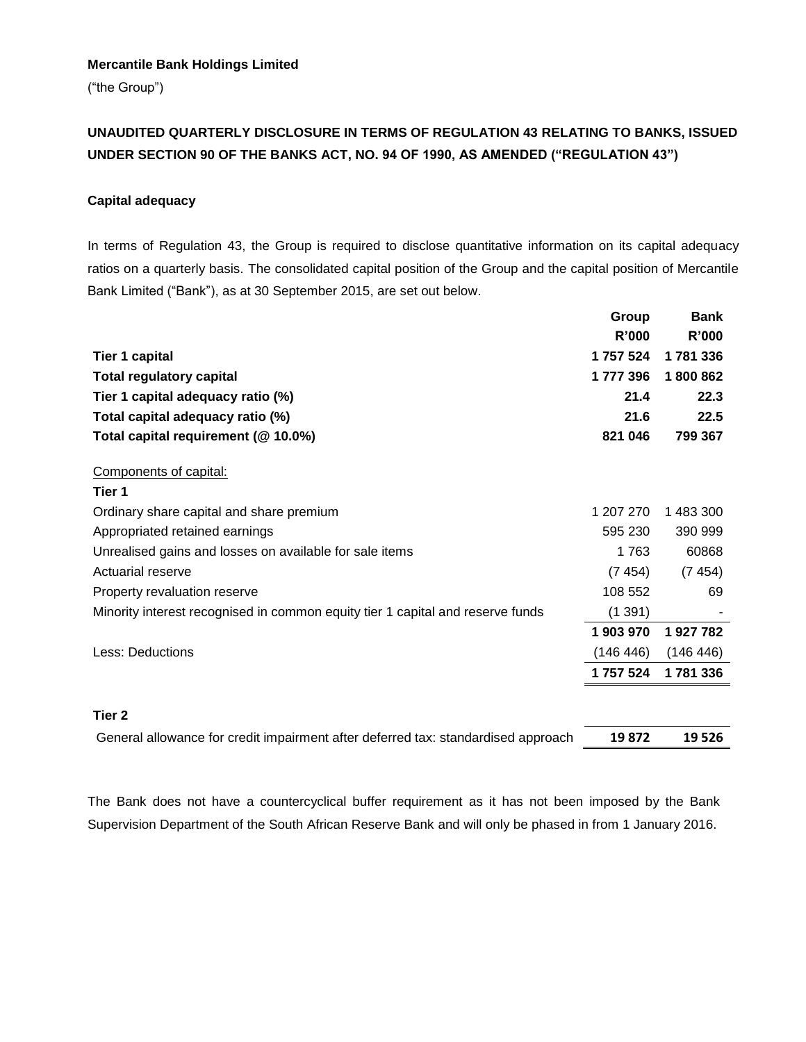**Mercantile Bank Holdings Limited**

("the Group")

## UNAUDITED QUARTERLY DISCLOSURE IN TERMS OF REGULATION 43 RELATING TO BANKS, ISSUED UNDER SECTION 90 OF THE BANKS ACT, NO. 94 OF 1990, AS AMENDED ("REGULATION 43")

### Capital adequacy

In terms of Regulation 43, the Group is required to disclose quantitative information on its capital adequacy ratios on a quarterly basis. The consolidated capital position of the Group and the capital position of Mercantile Bank Limited ("Bank"), as at 30 September 2015, are set out below.

| | Group | Bank |
|---|---|---|
| | R'000 | R'000 |
| **Tier 1 capital** | **1 757 524** | **1 781 336** |
| **Total regulatory capital** | **1 777 396** | **1 800 862** |
| **Tier 1 capital adequacy ratio (%)** | **21.4** | **22.3** |
| **Total capital adequacy ratio (%)** | **21.6** | **22.5** |
| **Total capital requirement (@ 10.0%)** | **821 046** | **799 367** |
| Components of capital: | | |
| **Tier 1** | | |
| Ordinary share capital and share premium | 1 207 270 | 1 483 300 |
| Appropriated retained earnings | 595 230 | 390 999 |
| Unrealised gains and losses on available for sale items | 1 763 | 60868 |
| Actuarial reserve | (7 454) | (7 454) |
| Property revaluation reserve | 108 552 | 69 |
| Minority interest recognised in common equity tier 1 capital and reserve funds | (1 391) | - |
| | **1 903 970** | **1 927 782** |
| Less: Deductions | (146 446) | (146 446) |
| | **1 757 524** | **1 781 336** |
| **Tier 2** | | |
| General allowance for credit impairment after deferred tax: standardised approach | **19 872** | **19 526** |

The Bank does not have a countercyclical buffer requirement as it has not been imposed by the Bank Supervision Department of the South African Reserve Bank and will only be phased in from 1 January 2016.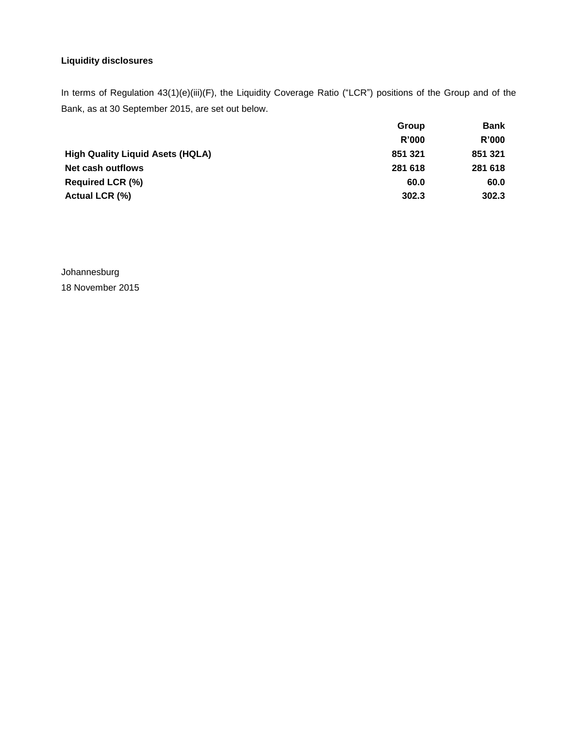**Liquidity disclosures**

In terms of Regulation 43(1)(e)(iii)(F), the Liquidity Coverage Ratio ("LCR") positions of the Group and of the Bank, as at 30 September 2015, are set out below.

| | Group | Bank |
|---|---|---|
| | R'000 | R'000 |
| **High Quality Liquid Asets (HQLA)** | **851 321** | **851 321** |
| **Net cash outflows** | **281 618** | **281 618** |
| **Required LCR (%)** | **60.0** | **60.0** |
| **Actual LCR (%)** | **302.3** | **302.3** |

Johannesburg
18 November 2015